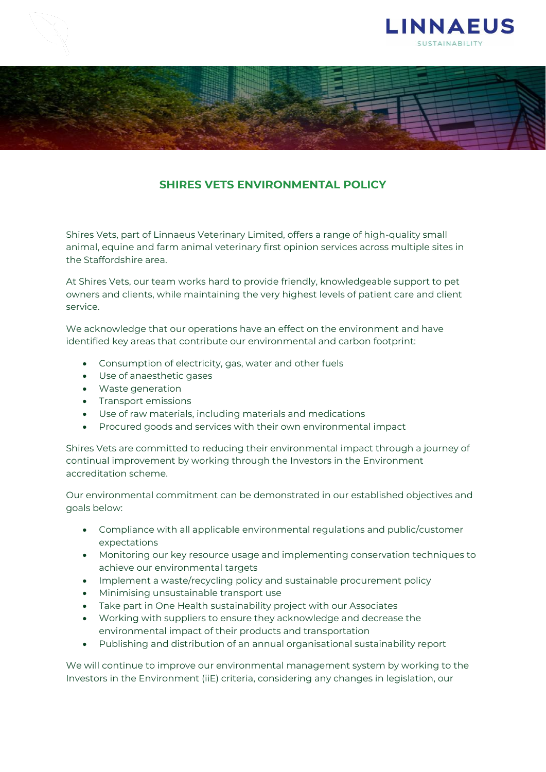LINNAEUS
SUSTAINABILITY

## SHIRES VETS ENVIRONMENTAL POLICY

Shires Vets, part of Linnaeus Veterinary Limited, offers a range of high-quality small animal, equine and farm animal veterinary first opinion services across multiple sites in the Staffordshire area.

At Shires Vets, our team works hard to provide friendly, knowledgeable support to pet owners and clients, while maintaining the very highest levels of patient care and client service.

We acknowledge that our operations have an effect on the environment and have identified key areas that contribute our environmental and carbon footprint:

- Consumption of electricity, gas, water and other fuels
- Use of anaesthetic gases
- Waste generation
- Transport emissions
- Use of raw materials, including materials and medications
- Procured goods and services with their own environmental impact

Shires Vets are committed to reducing their environmental impact through a journey of continual improvement by working through the Investors in the Environment accreditation scheme.

Our environmental commitment can be demonstrated in our established objectives and goals below:

- Compliance with all applicable environmental regulations and public/customer expectations
- Monitoring our key resource usage and implementing conservation techniques to achieve our environmental targets
- Implement a waste/recycling policy and sustainable procurement policy
- Minimising unsustainable transport use
- Take part in One Health sustainability project with our Associates
- Working with suppliers to ensure they acknowledge and decrease the environmental impact of their products and transportation
- Publishing and distribution of an annual organisational sustainability report

We will continue to improve our environmental management system by working to the Investors in the Environment (iiE) criteria, considering any changes in legislation, our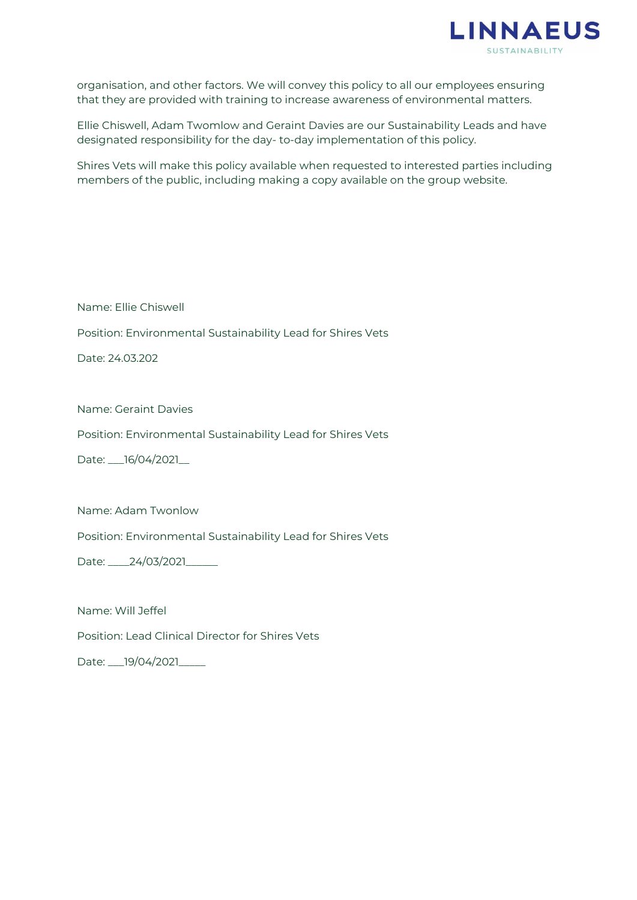organisation, and other factors. We will convey this policy to all our employees ensuring that they are provided with training to increase awareness of environmental matters.

Ellie Chiswell, Adam Twomlow and Geraint Davies are our Sustainability Leads and have designated responsibility for the day- to-day implementation of this policy.

Shires Vets will make this policy available when requested to interested parties including members of the public, including making a copy available on the group website.

Name: Ellie Chiswell

Position: Environmental Sustainability Lead for Shires Vets

Date: 24.03.202

Name: Geraint Davies

Position: Environmental Sustainability Lead for Shires Vets

Date: ___16/04/2021__

Name: Adam Twonlow

Position: Environmental Sustainability Lead for Shires Vets

Date: ____24/03/2021______

Name: Will Jeffel

Position: Lead Clinical Director for Shires Vets

Date: ___19/04/2021_____